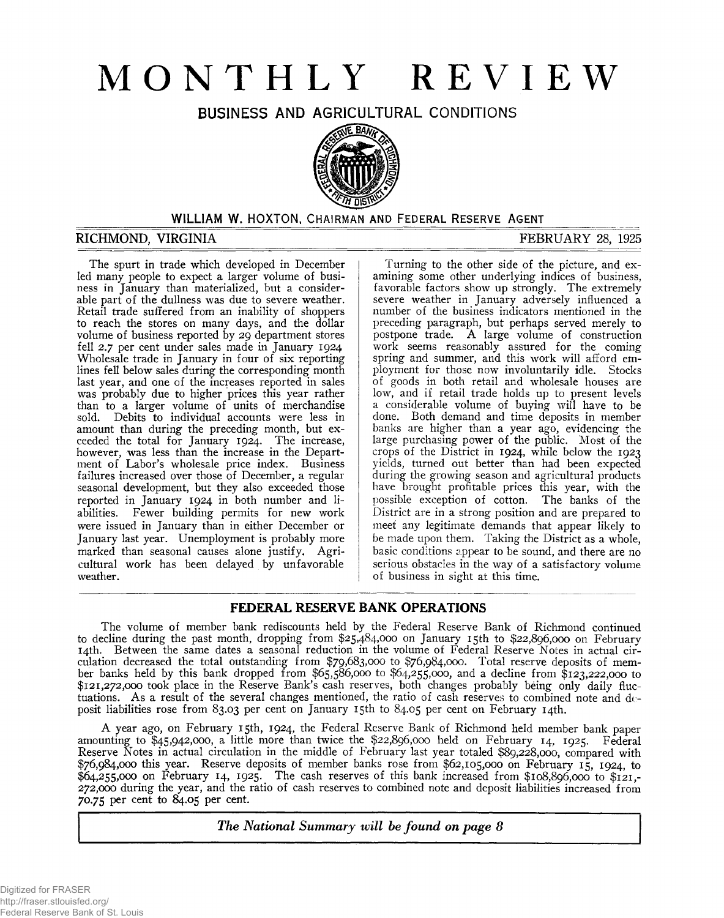# MONTHLY REVIEW

## BUSINESS AND AGRICULTURAL CONDITIONS

WILLIAM W. HOXTON, CHAIRMAN AND FEDERAL RESERVE AGENT

RICHMOND, VIRGINIA FEBRUARY 28, 1925

The spurt in trade which developed in December led many people to expect a larger volume of business in January than materialized, but a considerable part of the dullness was due to severe weather. Retail trade suffered from an inability of shoppers to reach the stores on many days, and the dollar volume of business reported by 29 department stores fell 2.7 per cent under sales made in January 1924 Wholesale trade in January in four of six reporting lines fell below sales during the corresponding month last year, and one of the increases reported in sales was probably due to higher prices this year rather than to a larger volume of units of merchandise sold. Debits to individual accounts were less in amount than during the preceding month, but exceeded the total for January 1924. The increase, however, was less than the increase in the Department of Labor's wholesale price index. Business failures increased over those of December, a regular seasonal development, but they also exceeded those reported in January 1924 in both number and liabilities. Fewer building permits for new work were issued in January than in either December or January last year. Unemployment is probably more marked than seasonal causes alone justify. Agricultural work has been delayed by unfavorable weather.

Turning to the other side of the picture, and examining some other underlying indices of business, favorable factors show up strongly. The extremely severe weather in January adversely influenced a number of the business indicators mentioned in the preceding paragraph, but perhaps served merely to postpone trade. A large volume of construction work seems reasonably assured for the coming spring and summer, and this work will afford employment for those now involuntarily idle. Stocks of goods in both retail and wholesale houses are low, and if retail trade holds up to present levels a considerable volume of buying will have to be done. Both demand and time deposits in member banks are higher than a year ago, evidencing the large purchasing power of the public. Most of the crops of the District in 1924, while below the 1923 yields, turned out better than had been expected during the growing season and agricultural products have brought profitable prices this year, with the possible exception of cotton. The banks of the District are in a strong position and are prepared to meet any legitimate demands that appear likely to be made upon them. Taking the District as a whole, basic conditions appear to be sound, and there are no serious obstacles in the way of a satisfactory volume of business in sight at this time.

## FEDERAL RESERVE BANK OPERATIONS

The volume of member bank rediscounts held by the Federal Reserve Bank of Richmond continued to decline during the past month, dropping from $25,484,000 on January 15th to $22,896,000 on February 14th. Between the same dates a seasonal reduction in the volume of Federal Reserve Notes in actual circulation decreased the total outstanding from $79,683,000 to $76,984,000. Total reserve deposits of member banks held by this bank dropped from $65,586,000 to $64,255,000, and a decline from $123,222,000 to $121,272,000 took place in the Reserve Bank's cash reserves, both changes probably being only daily fluctuations. As a result of the several changes mentioned, the ratio of cash reserves to combined note and deposit liabilities rose from 83.03 per cent on January 15th to 84.05 per cent on February 14th.

A year ago, on February 15th, 1924, the Federal Reserve Bank of Richmond held member bank paper amounting to $45,942,000, a little more than twice the $22,896,000 held on February 14, 1925. Federal Reserve Notes in actual circulation in the middle of February last year totaled $89,228,000, compared with $76,984,000 this year. Reserve deposits of member banks rose from $62,105,000 on February 15, 1924, to $64,255,000 on February 14, 1925. The cash reserves of this bank increased from $108,896,000 to $121,272,000 during the year, and the ratio of cash reserves to combined note and deposit liabilities increased from 70.75 per cent to 84.05 per cent.

*The National Summary will be found on page 8*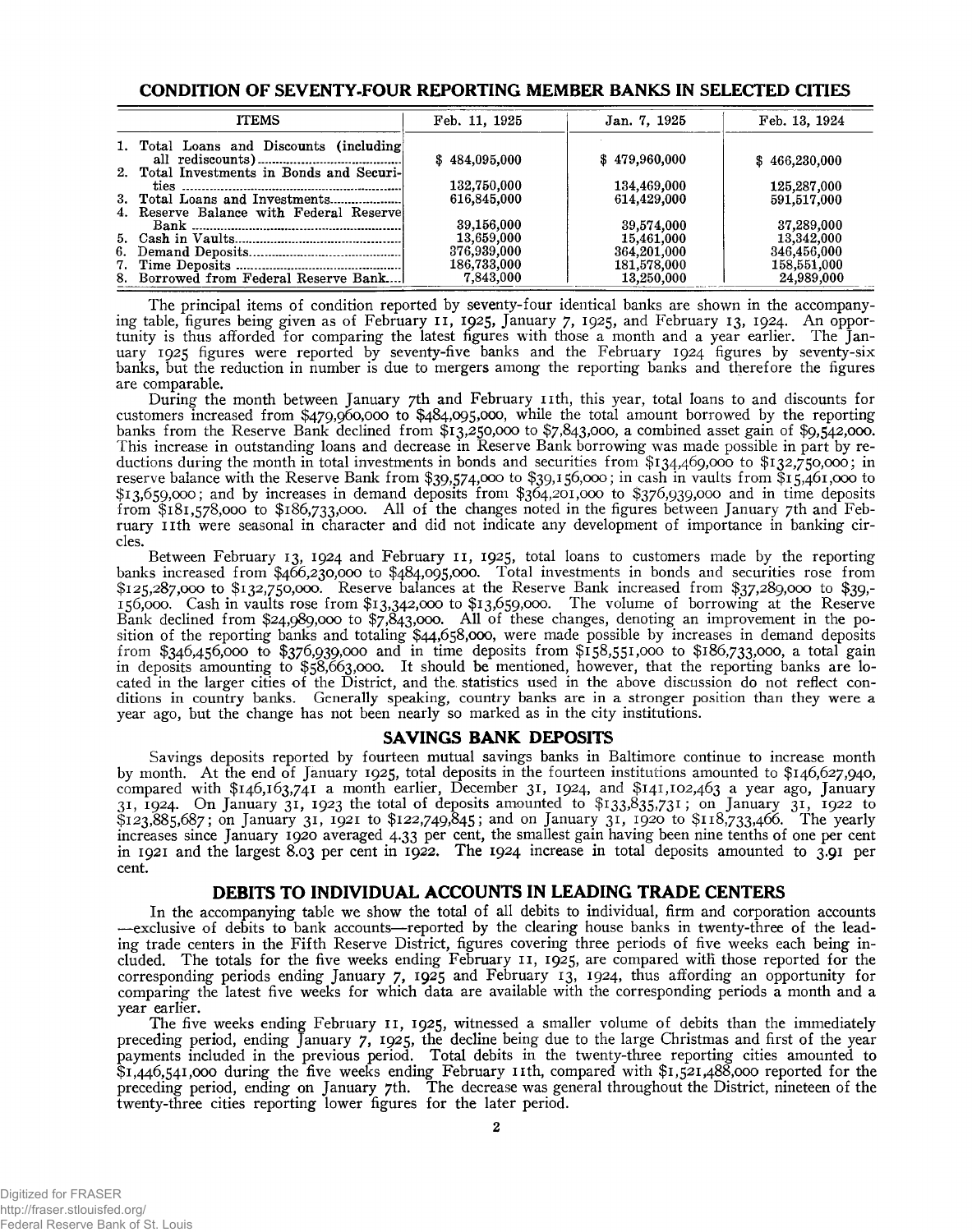## CONDITION OF SEVENTY-FOUR REPORTING MEMBER BANKS IN SELECTED CITIES

| ITEMS | Feb. 11, 1925 | Jan. 7, 1925 | Feb. 13, 1924 |
|---|---|---|---|
| 1. Total Loans and Discounts (including all rediscounts) | $ 484,095,000 | $ 479,960,000 | $ 466,230,000 |
| 2. Total Investments in Bonds and Securities | 132,750,000 | 134,469,000 | 125,287,000 |
| 3. Total Loans and Investments | 616,845,000 | 614,429,000 | 591,517,000 |
| 4. Reserve Balance with Federal Reserve Bank | 39,156,000 | 39,574,000 | 37,289,000 |
| 5. Cash in Vaults | 13,659,000 | 15,461,000 | 13,342,000 |
| 6. Demand Deposits | 376,939,000 | 364,201,000 | 346,456,000 |
| 7. Time Deposits | 186,733,000 | 181,578,000 | 158,551,000 |
| 8. Borrowed from Federal Reserve Bank | 7,843,000 | 13,250,000 | 24,989,000 |

The principal items of condition reported by seventy-four identical banks are shown in the accompanying table, figures being given as of February 11, 1925, January 7, 1925, and February 13, 1924. An opportunity is thus afforded for comparing the latest figures with those a month and a year earlier. The January 1925 figures were reported by seventy-five banks and the February 1924 figures by seventy-six banks, but the reduction in number is due to mergers among the reporting banks and therefore the figures are comparable.

During the month between January 7th and February 11th, this year, total loans to and discounts for customers increased from $479,960,000 to $484,095,000, while the total amount borrowed by the reporting banks from the Reserve Bank declined from $13,250,000 to $7,843,000, a combined asset gain of $9,542,000. This increase in outstanding loans and decrease in Reserve Bank borrowing was made possible in part by reductions during the month in total investments in bonds and securities from $134,469,000 to $132,750,000; in reserve balance with the Reserve Bank from $39,574,000 to $39,156,000; in cash in vaults from $15,461,000 to $13,659,000; and by increases in demand deposits from $364,201,000 to $376,939,000 and in time deposits from $181,578,000 to $186,733,000. All of the changes noted in the figures between January 7th and February 11th were seasonal in character and did not indicate any development of importance in banking circles.

Between February 13, 1924 and February 11, 1925, total loans to customers made by the reporting banks increased from $466,230,000 to $484,095,000. Total investments in bonds and securities rose from $125,287,000 to $132,750,000. Reserve balances at the Reserve Bank increased from $37,289,000 to $39,156,000. Cash in vaults rose from $13,342,000 to $13,659,000. The volume of borrowing at the Reserve Bank declined from $24,989,000 to $7,843,000. All of these changes, denoting an improvement in the position of the reporting banks and totaling $44,658,000, were made possible by increases in demand deposits from $346,456,000 to $376,939,000 and in time deposits from $158,551,000 to $186,733,000, a total gain in deposits amounting to $58,663,000. It should be mentioned, however, that the reporting banks are located in the larger cities of the District, and the statistics used in the above discussion do not reflect conditions in country banks. Generally speaking, country banks are in a stronger position than they were a year ago, but the change has not been nearly so marked as in the city institutions.

## SAVINGS BANK DEPOSITS

Savings deposits reported by fourteen mutual savings banks in Baltimore continue to increase month by month. At the end of January 1925, total deposits in the fourteen institutions amounted to $146,627,940, compared with $146,163,741 a month earlier, December 31, 1924, and $141,102,463 a year ago, January 31, 1924. On January 31, 1923 the total of deposits amounted to $133,835,731; on January 31, 1922 to $123,885,687; on January 31, 1921 to $122,749,845; and on January 31, 1920 to $118,733,466. The yearly increases since January 1920 averaged 4.33 per cent, the smallest gain having been nine tenths of one per cent in 1921 and the largest 8.03 per cent in 1922. The 1924 increase in total deposits amounted to 3.91 per cent.

## DEBITS TO INDIVIDUAL ACCOUNTS IN LEADING TRADE CENTERS

In the accompanying table we show the total of all debits to individual, firm and corporation accounts —exclusive of debits to bank accounts—reported by the clearing house banks in twenty-three of the leading trade centers in the Fifth Reserve District, figures covering three periods of five weeks each being included. The totals for the five weeks ending February 11, 1925, are compared with those reported for the corresponding periods ending January 7, 1925 and February 13, 1924, thus affording an opportunity for comparing the latest five weeks for which data are available with the corresponding periods a month and a year earlier.

The five weeks ending February 11, 1925, witnessed a smaller volume of debits than the immediately preceding period, ending January 7, 1925, the decline being due to the large Christmas and first of the year payments included in the previous period. Total debits in the twenty-three reporting cities amounted to $1,446,541,000 during the five weeks ending February 11th, compared with $1,521,488,000 reported for the preceding period, ending on January 7th. The decrease was general throughout the District, nineteen of the twenty-three cities reporting lower figures for the later period.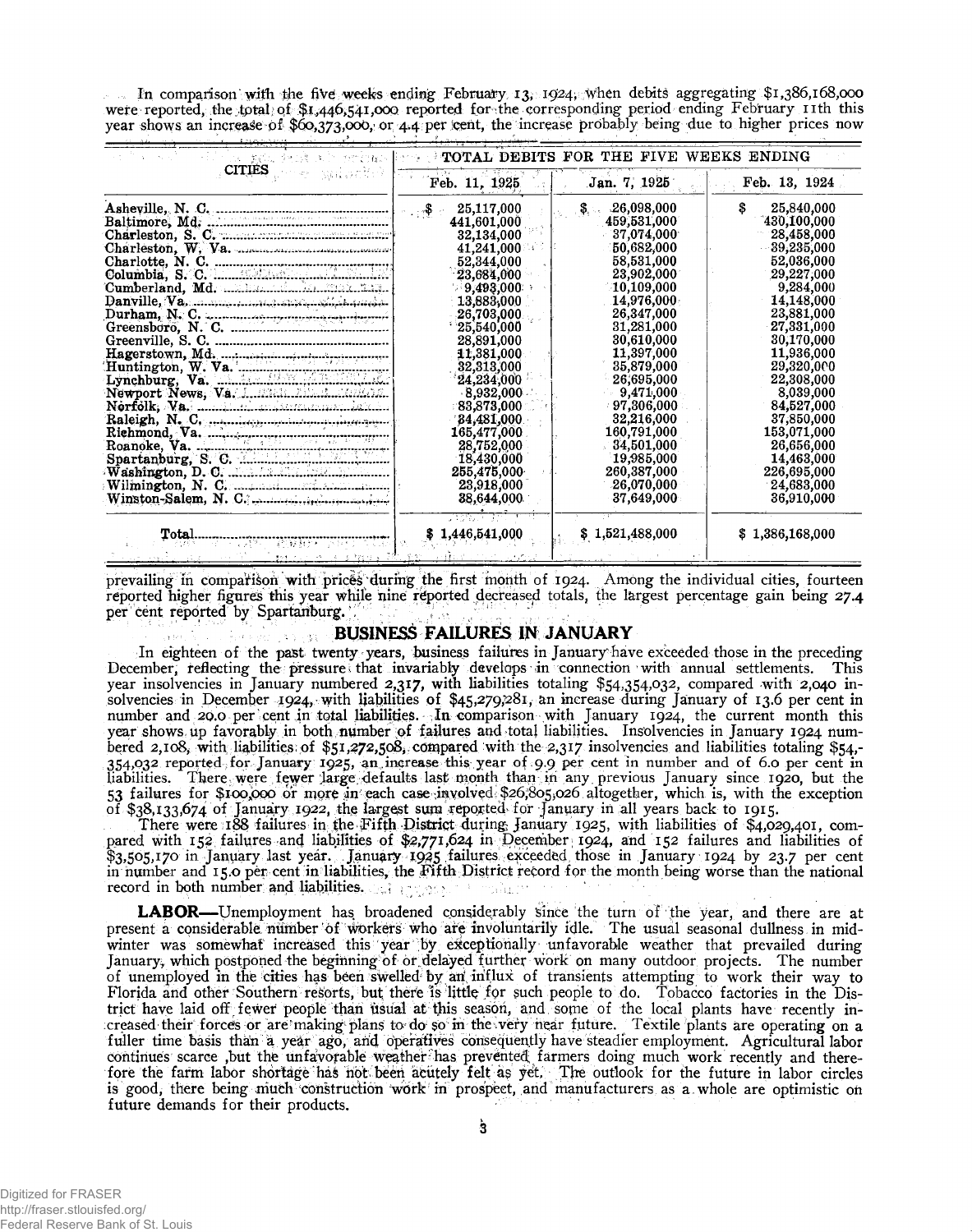In comparison with the five weeks ending February 13, 1924, when debits aggregating $1,386,168,000 were reported, the total of $1,446,541,000 reported for the corresponding period ending February 11th this year shows an increase of $60,373,000, or 4.4 per cent, the increase probably being due to higher prices now prevailing in comparison with prices during the first month of 1924. Among the individual cities, fourteen reported higher figures this year while nine reported decreased totals, the largest percentage gain being 27.4 per cent reported by Spartanburg.

| CITIES | TOTAL DEBITS FOR THE FIVE WEEKS ENDING | | |
|---|---|---|---|
| | Feb. 11, 1925 | Jan. 7, 1925 | Feb. 13, 1924 |
| Asheville, N. C. | $ 25,117,000 | $ 26,098,000 | $ 25,840,000 |
| Baltimore, Md. | 441,601,000 | 459,531,000 | 430,100,000 |
| Charleston, S. C. | 32,134,000 | 37,074,000 | 28,458,000 |
| Charleston, W. Va. | 41,241,000 | 50,682,000 | 39,235,000 |
| Charlotte, N. C. | 52,344,000 | 58,531,000 | 52,036,000 |
| Columbia, S. C. | 23,684,000 | 23,902,000 | 29,227,000 |
| Cumberland, Md. | 9,493,000 | 10,109,000 | 9,284,000 |
| Danville, Va. | 13,883,000 | 14,976,000 | 14,148,000 |
| Durham, N. C. | 26,703,000 | 26,347,000 | 23,881,000 |
| Greensboro, N. C. | 25,540,000 | 31,281,000 | 27,331,000 |
| Greenville, S. C. | 28,891,000 | 30,610,000 | 30,170,000 |
| Hagerstown, Md. | 11,381,000 | 11,397,000 | 11,936,000 |
| Huntington, W. Va. | 32,313,000 | 35,879,000 | 29,320,000 |
| Lynchburg, Va. | 24,234,000 | 26,695,000 | 22,308,000 |
| Newport News, Va. | 8,932,000 | 9,471,000 | 8,039,000 |
| Norfolk, Va. | 83,873,000 | 97,306,000 | 84,527,000 |
| Raleigh, N. C. | 34,481,000 | 32,216,000 | 37,850,000 |
| Richmond, Va. | 165,477,000 | 160,791,000 | 153,071,000 |
| Roanoke, Va. | 28,752,000 | 34,501,000 | 26,656,000 |
| Spartanburg, S. C. | 18,430,000 | 19,985,000 | 14,463,000 |
| Washington, D. C. | 255,475,000 | 260,387,000 | 226,695,000 |
| Wilmington, N. C. | 23,918,000 | 26,070,000 | 24,683,000 |
| Winston-Salem, N. C. | 38,644,000 | 37,649,000 | 36,910,000 |
| Total | $ 1,446,541,000 | $ 1,521,488,000 | $ 1,386,168,000 |

## BUSINESS FAILURES IN JANUARY

In eighteen of the past twenty years, business failures in January have exceeded those in the preceding December, reflecting the pressure that invariably develops in connection with annual settlements. This year insolvencies in January numbered 2,317, with liabilities totaling $54,354,032, compared with 2,040 insolvencies in December 1924, with liabilities of $45,279,281, an increase during January of 13.6 per cent in number and 20.0 per cent in total liabilities. In comparison with January 1924, the current month this year shows up favorably in both number of failures and total liabilities. Insolvencies in January 1924 numbered 2,108, with liabilities of $51,272,508, compared with the 2,317 insolvencies and liabilities totaling $54,354,032 reported for January 1925, an increase this year of 9.9 per cent in number and of 6.0 per cent in liabilities. There were fewer large defaults last month than in any previous January since 1920, but the 53 failures for $100,000 or more in each case involved $26,805,026 altogether, which is, with the exception of $38,133,674 of January 1922, the largest sum reported for January in all years back to 1915.

There were 188 failures in the Fifth District during January 1925, with liabilities of $4,029,401, compared with 152 failures and liabilities of $2,771,624 in December 1924, and 152 failures and liabilities of $3,505,170 in January last year. January 1925 failures exceeded those in January 1924 by 23.7 per cent in number and 15.0 per cent in liabilities, the Fifth District record for the month being worse than the national record in both number and liabilities.

**LABOR**—Unemployment has broadened considerably since the turn of the year, and there are at present a considerable number of workers who are involuntarily idle. The usual seasonal dullness in midwinter was somewhat increased this year by exceptionally unfavorable weather that prevailed during January, which postponed the beginning of or delayed further work on many outdoor projects. The number of unemployed in the cities has been swelled by an influx of transients attempting to work their way to Florida and other Southern resorts, but there is little for such people to do. Tobacco factories in the District have laid off fewer people than usual at this season, and some of the local plants have recently increased their forces or are making plans to do so in the very near future. Textile plants are operating on a fuller time basis than a year ago, and operatives consequently have steadier employment. Agricultural labor continues scarce ,but the unfavorable weather has prevented farmers doing much work recently and therefore the farm labor shortage has not been acutely felt as yet. The outlook for the future in labor circles is good, there being much construction work in prospect, and manufacturers as a whole are optimistic on future demands for their products.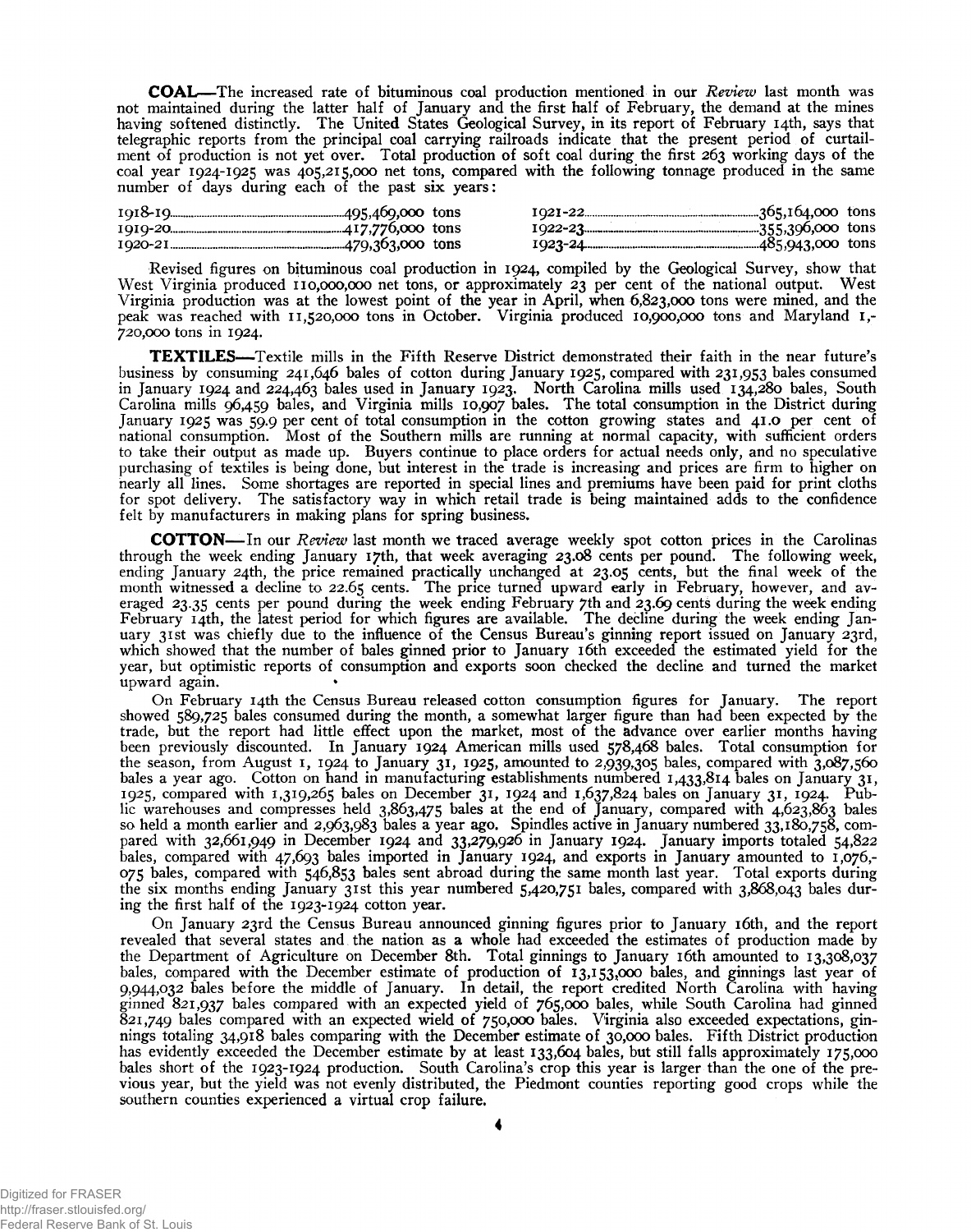**COAL**—The increased rate of bituminous coal production mentioned in our *Review* last month was not maintained during the latter half of January and the first half of February, the demand at the mines having softened distinctly. The United States Geological Survey, in its report of February 14th, says that telegraphic reports from the principal coal carrying railroads indicate that the present period of curtailment of production is not yet over. Total production of soft coal during the first 263 working days of the coal year 1924-1925 was 405,215,000 net tons, compared with the following tonnage produced in the same number of days during each of the past six years:

| | | | |
|---|---|---|---|
| 1918-19 | 495,469,000 tons | 1921-22 | 365,164,000 tons |
| 1919-20 | 417,776,000 tons | 1922-23 | 355,396,000 tons |
| 1920-21 | 479,363,000 tons | 1923-24 | 485,943,000 tons |

Revised figures on bituminous coal production in 1924, compiled by the Geological Survey, show that West Virginia produced 110,000,000 net tons, or approximately 23 per cent of the national output. West Virginia production was at the lowest point of the year in April, when 6,823,000 tons were mined, and the peak was reached with 11,520,000 tons in October. Virginia produced 10,900,000 tons and Maryland 1,720,000 tons in 1924.

**TEXTILES**—Textile mills in the Fifth Reserve District demonstrated their faith in the near future's business by consuming 241,646 bales of cotton during January 1925, compared with 231,953 bales consumed in January 1924 and 224,463 bales used in January 1923. North Carolina mills used 134,280 bales, South Carolina mills 96,459 bales, and Virginia mills 10,907 bales. The total consumption in the District during January 1925 was 59.9 per cent of total consumption in the cotton growing states and 41.0 per cent of national consumption. Most of the Southern mills are running at normal capacity, with sufficient orders to take their output as made up. Buyers continue to place orders for actual needs only, and no speculative purchasing of textiles is being done, but interest in the trade is increasing and prices are firm to higher on nearly all lines. Some shortages are reported in special lines and premiums have been paid for print cloths for spot delivery. The satisfactory way in which retail trade is being maintained adds to the confidence felt by manufacturers in making plans for spring business.

**COTTON**—In our *Review* last month we traced average weekly spot cotton prices in the Carolinas through the week ending January 17th, that week averaging 23.08 cents per pound. The following week, ending January 24th, the price remained practically unchanged at 23.05 cents, but the final week of the month witnessed a decline to 22.65 cents. The price turned upward early in February, however, and averaged 23.35 cents per pound during the week ending February 7th and 23.69 cents during the week ending February 14th, the latest period for which figures are available. The decline during the week ending January 31st was chiefly due to the influence of the Census Bureau's ginning report issued on January 23rd, which showed that the number of bales ginned prior to January 16th exceeded the estimated yield for the year, but optimistic reports of consumption and exports soon checked the decline and turned the market upward again.

On February 14th the Census Bureau released cotton consumption figures for January. The report showed 589,725 bales consumed during the month, a somewhat larger figure than had been expected by the trade, but the report had little effect upon the market, most of the advance over earlier months having been previously discounted. In January 1924 American mills used 578,468 bales. Total consumption for the season, from August 1, 1924 to January 31, 1925, amounted to 2,939,305 bales, compared with 3,087,560 bales a year ago. Cotton on hand in manufacturing establishments numbered 1,433,814 bales on January 31, 1925, compared with 1,319,265 bales on December 31, 1924 and 1,637,824 bales on January 31, 1924. Public warehouses and compresses held 3,863,475 bales at the end of January, compared with 4,623,863 bales so held a month earlier and 2,963,983 bales a year ago. Spindles active in January numbered 33,180,758, compared with 32,661,949 in December 1924 and 33,279,926 in January 1924. January imports totaled 54,822 bales, compared with 47,693 bales imported in January 1924, and exports in January amounted to 1,076,075 bales, compared with 546,853 bales sent abroad during the same month last year. Total exports during the six months ending January 31st this year numbered 5,420,751 bales, compared with 3,868,043 bales during the first half of the 1923-1924 cotton year.

On January 23rd the Census Bureau announced ginning figures prior to January 16th, and the report revealed that several states and the nation as a whole had exceeded the estimates of production made by the Department of Agriculture on December 8th. Total ginnings to January 16th amounted to 13,308,037 bales, compared with the December estimate of production of 13,153,000 bales, and ginnings last year of 9,944,032 bales before the middle of January. In detail, the report credited North Carolina with having ginned 821,937 bales compared with an expected yield of 765,000 bales, while South Carolina had ginned 821,749 bales compared with an expected wield of 750,000 bales. Virginia also exceeded expectations, ginnings totaling 34,918 bales comparing with the December estimate of 30,000 bales. Fifth District production has evidently exceeded the December estimate by at least 133,604 bales, but still falls approximately 175,000 bales short of the 1923-1924 production. South Carolina's crop this year is larger than the one of the previous year, but the yield was not evenly distributed, the Piedmont counties reporting good crops while the southern counties experienced a virtual crop failure.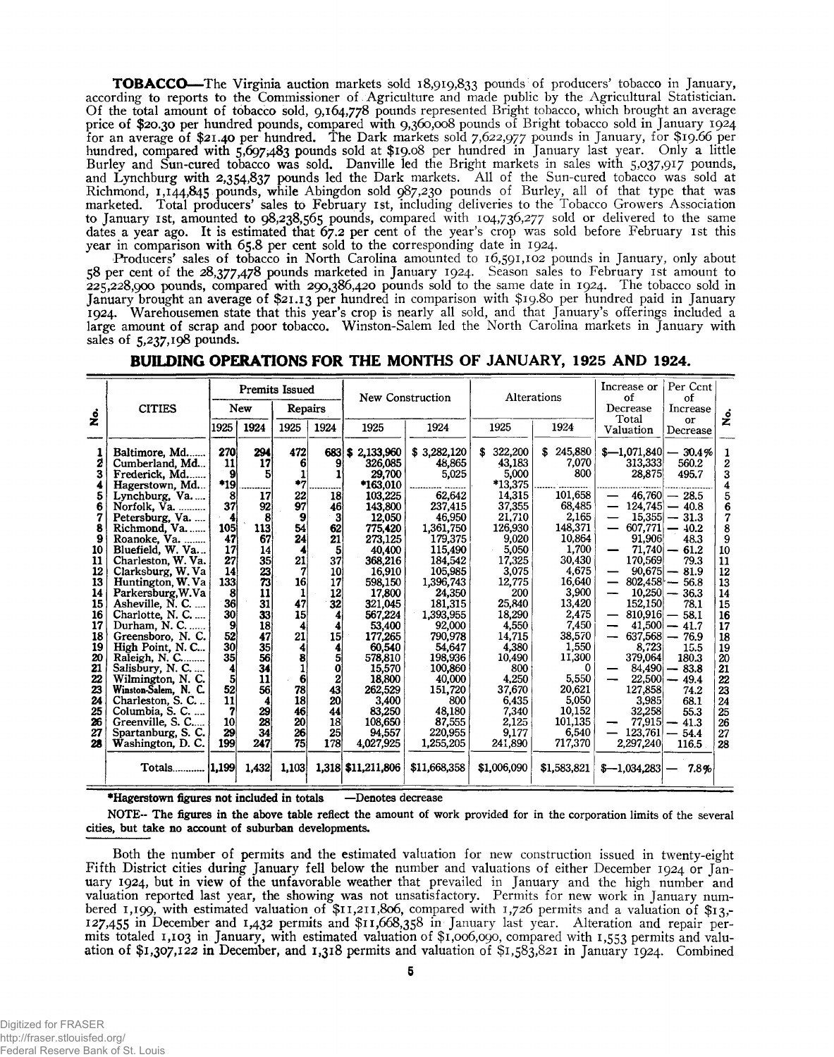**TOBACCO**—The Virginia auction markets sold 18,919,833 pounds of producers' tobacco in January, according to reports to the Commissioner of Agriculture and made public by the Agricultural Statistician. Of the total amount of tobacco sold, 9,164,778 pounds represented Bright tobacco, which brought an average price of $20.30 per hundred pounds, compared with 9,360,008 pounds of Bright tobacco sold in January 1924 for an average of $21.40 per hundred. The Dark markets sold 7,622,977 pounds in January, for $19.66 per hundred, compared with 5,697,483 pounds sold at $19.08 per hundred in January last year. Only a little Burley and Sun-cured tobacco was sold. Danville led the Bright markets in sales with 5,037,917 pounds, and Lynchburg with 2,354,837 pounds led the Dark markets. All of the Sun-cured tobacco was sold at Richmond, 1,144,845 pounds, while Abingdon sold 987,230 pounds of Burley, all of that type that was marketed. Total producers' sales to February 1st, including deliveries to the Tobacco Growers Association to January 1st, amounted to 98,238,565 pounds, compared with 104,736,277 sold or delivered to the same dates a year ago. It is estimated that 67.2 per cent of the year's crop was sold before February 1st this year in comparison with 65.8 per cent sold to the corresponding date in 1924.

Producers' sales of tobacco in North Carolina amounted to 16,591,102 pounds in January, only about 58 per cent of the 28,377,478 pounds marketed in January 1924. Season sales to February 1st amount to 225,228,900 pounds, compared with 290,386,420 pounds sold to the same date in 1924. The tobacco sold in January brought an average of $21.13 per hundred in comparison with $19.80 per hundred paid in January 1924. Warehousemen state that this year's crop is nearly all sold, and that January's offerings included a large amount of scrap and poor tobacco. Winston-Salem led the North Carolina markets in January with sales of 5,237,198 pounds.

## BUILDING OPERATIONS FOR THE MONTHS OF JANUARY, 1925 AND 1924.

| No. | CITIES | Permits Issued | | | | New Construction | | Alterations | | Increase or of Decrease Total Valuation | Per Cent of Increase or Decrease | No. |
|---|---|---|---|---|---|---|---|---|---|---|---|---|
| | | New | | Repairs | | | | | | | | |
| | | 1925 | 1924 | 1925 | 1924 | 1925 | 1924 | 1925 | 1924 | | | |
| 1 | Baltimore, Md. | 270 | 294 | 472 | 683 | $ 2,133,960 | $ 3,282,120 | $ 322,200 | $ 245,880 | $—1,071,840 | — 30.4% | 1 |
| 2 | Cumberland, Md. | 11 | 17 | 6 | 9 | 326,085 | 48,865 | 43,183 | 7,070 | 313,333 | 560.2 | 2 |
| 3 | Frederick, Md. | 9 | 5 | 1 | 1 | 29,700 | 5,025 | 5,000 | 800 | 28,875 | 495.7 | 3 |
| 4 | Hagerstown, Md. | *19 | | *7 | | *163,010 | | *13,375 | | | | 4 |
| 5 | Lynchburg, Va. | 8 | 17 | 22 | 18 | 103,225 | 62,642 | 14,315 | 101,658 | — 46,760 | — 28.5 | 5 |
| 6 | Norfolk, Va. | 37 | 92 | 97 | 46 | 143,800 | 237,415 | 37,355 | 68,485 | — 124,745 | — 40.8 | 6 |
| 7 | Petersburg, Va. | 4 | 8 | 9 | 3 | 12,050 | 46,950 | 21,710 | 2,165 | — 15,355 | — 31.3 | 7 |
| 8 | Richmond, Va. | 105 | 113 | 54 | 62 | 775,420 | 1,361,750 | 126,930 | 148,371 | — 607,771 | — 40.2 | 8 |
| 9 | Roanoke, Va. | 47 | 67 | 24 | 21 | 273,125 | 179,375 | 9,020 | 10,864 | 91,906 | 48.3 | 9 |
| 10 | Bluefield, W. Va. | 17 | 14 | 4 | 5 | 40,400 | 115,490 | 5,050 | 1,700 | — 71,740 | — 61.2 | 10 |
| 11 | Charleston, W. Va. | 27 | 35 | 21 | 37 | 368,216 | 184,542 | 17,325 | 30,430 | 170,569 | 79.3 | 11 |
| 12 | Clarksburg, W. Va | 14 | 23 | 7 | 10 | 16,910 | 105,985 | 3,075 | 4,675 | — 90,675 | — 81.9 | 12 |
| 13 | Huntington, W. Va | 133 | 73 | 16 | 17 | 598,150 | 1,396,743 | 12,775 | 16,640 | — 802,458 | — 56.8 | 13 |
| 14 | Parkersburg, W. Va | 8 | 11 | 1 | 12 | 17,800 | 24,350 | 200 | 3,900 | — 10,250 | — 36.3 | 14 |
| 15 | Asheville, N. C. | 36 | 31 | 47 | 32 | 321,045 | 181,315 | 25,840 | 13,420 | 152,150 | 78.1 | 15 |
| 16 | Charlotte, N. C. | 30 | 33 | 15 | 4 | 567,224 | 1,393,955 | 18,290 | 2,475 | — 810,916 | — 58.1 | 16 |
| 17 | Durham, N. C. | 9 | 18 | 4 | 4 | 53,400 | 92,000 | 4,550 | 7,450 | — 41,500 | — 41.7 | 17 |
| 18 | Greensboro, N. C. | 52 | 47 | 21 | 15 | 177,265 | 790,978 | 14,715 | 38,570 | — 637,568 | — 76.9 | 18 |
| 19 | High Point, N. C. | 30 | 35 | 4 | 4 | 60,540 | 54,647 | 4,380 | 1,550 | 8,723 | 15.5 | 19 |
| 20 | Raleigh, N. C. | 35 | 56 | 8 | 5 | 578,810 | 198,936 | 10,490 | 11,300 | 379,064 | 180.3 | 20 |
| 21 | Salisbury, N. C. | 4 | 34 | 1 | 0 | 15,570 | 100,860 | 800 | 0 | — 84,490 | — 83.8 | 21 |
| 22 | Wilmington, N. C. | 5 | 11 | 6 | 2 | 18,800 | 40,000 | 4,250 | 5,550 | — 22,500 | — 49.4 | 22 |
| 23 | Winston-Salem, N. C. | 52 | 56 | 78 | 43 | 262,529 | 151,720 | 37,670 | 20,621 | 127,858 | 74.2 | 23 |
| 24 | Charleston, S. C. | 11 | 4 | 18 | 20 | 3,400 | 800 | 6,435 | 5,050 | 3,985 | 68.1 | 24 |
| 25 | Columbia, S. C. | 7 | 29 | 46 | 44 | 83,250 | 48,180 | 7,340 | 10,152 | 32,258 | 55.3 | 25 |
| 26 | Greenville, S. C. | 10 | 28 | 20 | 18 | 108,650 | 87,555 | 2,125 | 101,135 | — 77,915 | — 41.3 | 26 |
| 27 | Spartanburg, S. C. | 29 | 34 | 26 | 25 | 94,557 | 220,955 | 9,177 | 6,540 | — 123,761 | — 54.4 | 27 |
| 28 | Washington, D. C. | 199 | 247 | 75 | 178 | 4,027,925 | 1,255,205 | 241,890 | 717,370 | 2,297,240 | 116.5 | 28 |
| | Totals | 1,199 | 1,432 | 1,103 | 1,318 | $11,211,806 | $11,668,358 | $1,006,090 | $1,583,821 | $—1,034,283 | — 7.8% | |

*Hagerstown figures not included in totals —Denotes decrease

NOTE— The figures in the above table reflect the amount of work provided for in the corporation limits of the several cities, but take no account of suburban developments.

Both the number of permits and the estimated valuation for new construction issued in twenty-eight Fifth District cities during January fell below the number and valuations of either December 1924 or January 1924, but in view of the unfavorable weather that prevailed in January and the high number and valuation reported last year, the showing was not unsatisfactory. Permits for new work in January numbered 1,199, with estimated valuation of $11,211,806, compared with 1,726 permits and a valuation of $13,127,455 in December and 1,432 permits and $11,668,358 in January last year. Alteration and repair permits totaled 1,103 in January, with estimated valuation of $1,006,090, compared with 1,553 permits and valuation of $1,307,122 in December, and 1,318 permits and valuation of $1,583,821 in January 1924. Combined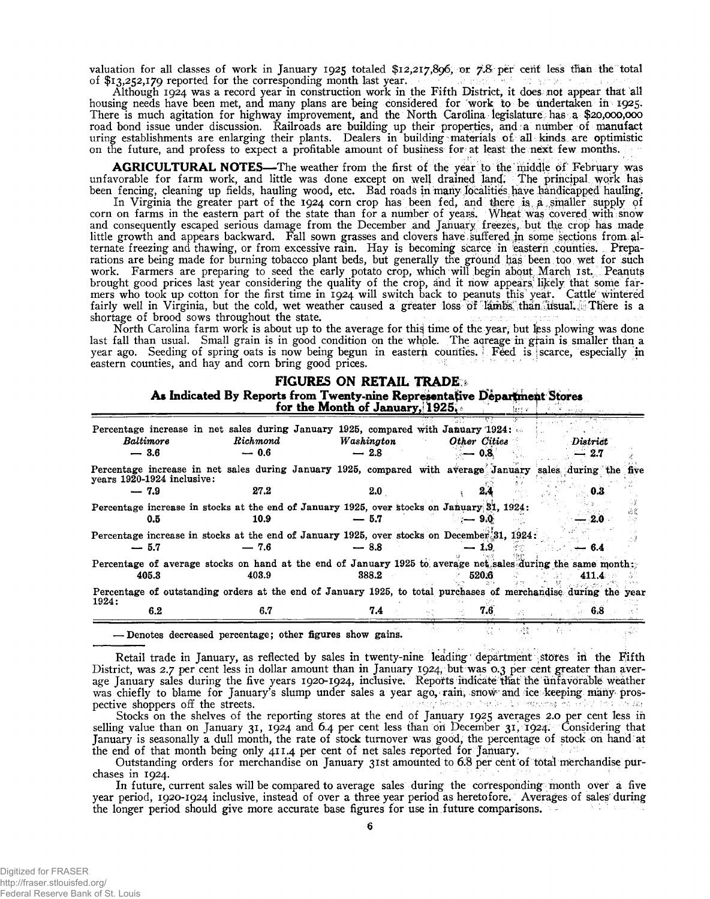valuation for all classes of work in January 1925 totaled $12,217,896, or 7.8 per cent less than the total of $13,252,179 reported for the corresponding month last year.

Although 1924 was a record year in construction work in the Fifth District, it does not appear that all housing needs have been met, and many plans are being considered for work to be undertaken in 1925. There is much agitation for highway improvement, and the North Carolina legislature has a $20,000,000 road bond issue under discussion. Railroads are building up their properties, and a number of manufacturing establishments are enlarging their plants. Dealers in building materials of all kinds are optimistic on the future, and profess to expect a profitable amount of business for at least the next few months.

**AGRICULTURAL NOTES**—The weather from the first of the year to the middle of February was unfavorable for farm work, and little was done except on well drained land. The principal work has been fencing, cleaning up fields, hauling wood, etc. Bad roads in many localities have handicapped hauling.

In Virginia the greater part of the 1924 corn crop has been fed, and there is a smaller supply of corn on farms in the eastern part of the state than for a number of years. Wheat was covered with snow and consequently escaped serious damage from the December and January freezes, but the crop has made little growth and appears backward. Fall sown grasses and clovers have suffered in some sections from alternate freezing and thawing, or from excessive rain. Hay is becoming scarce in eastern counties. Preparations are being made for burning tobacco plant beds, but generally the ground has been too wet for such work. Farmers are preparing to seed the early potato crop, which will begin about March 1st. Peanuts brought good prices last year considering the quality of the crop, and it now appears likely that some farmers who took up cotton for the first time in 1924 will switch back to peanuts this year. Cattle wintered fairly well in Virginia, but the cold, wet weather caused a greater loss of lambs than usual. There is a shortage of brood sows throughout the state.

North Carolina farm work is about up to the average for this time of the year, but less plowing was done last fall than usual. Small grain is in good condition on the whole. The acreage in grain is smaller than a year ago. Seeding of spring oats is now being begun in eastern counties. Feed is scarce, especially in eastern counties, and hay and corn bring good prices.

## FIGURES ON RETAIL TRADE

### As Indicated By Reports from Twenty-nine Representative Department Stores for the Month of January, 1925

| *Baltimore* | *Richmond* | *Washington* | *Other Cities* | *District* |
|---|---|---|---|---|
| Percentage increase in net sales during January 1925, compared with January 1924: | | | | |
| — 3.6 | — 0.6 | — 2.8 | — 0.8 | — 2.7 |
| Percentage increase in net sales during January 1925, compared with average January sales during the five years 1920-1924 inclusive: | | | | |
| — 7.9 | 27.2 | 2.0 | 2.4 | 0.3 |
| Percentage increase in stocks at the end of January 1925, over stocks on January 31, 1924: | | | | |
| 0.5 | 10.9 | — 5.7 | — 9.0 | — 2.0 |
| Percentage increase in stocks at the end of January 1925, over stocks on December 31, 1924: | | | | |
| — 5.7 | — 7.6 | — 8.8 | — 1.9 | — 6.4 |
| Percentage of average stocks on hand at the end of January 1925 to average net sales during the same month: | | | | |
| 405.3 | 403.9 | 388.2 | 520.6 | 411.4 |
| Percentage of outstanding orders at the end of January 1925, to total purchases of merchandise during the year 1924: | | | | |
| 6.2 | 6.7 | 7.4 | 7.6 | 6.8 |

— Denotes decreased percentage; other figures show gains.

Retail trade in January, as reflected by sales in twenty-nine leading department stores in the Fifth District, was 2.7 per cent less in dollar amount than in January 1924, but was 0.3 per cent greater than average January sales during the five years 1920-1924, inclusive. Reports indicate that the unfavorable weather was chiefly to blame for January's slump under sales a year ago, rain, snow and ice keeping many prospective shoppers off the streets.

Stocks on the shelves of the reporting stores at the end of January 1925 averages 2.0 per cent less in selling value than on January 31, 1924 and 6.4 per cent less than on December 31, 1924. Considering that January is seasonally a dull month, the rate of stock turnover was good, the percentage of stock on hand at the end of that month being only 411.4 per cent of net sales reported for January.

Outstanding orders for merchandise on January 31st amounted to 6.8 per cent of total merchandise purchases in 1924.

In future, current sales will be compared to average sales during the corresponding month over a five year period, 1920-1924 inclusive, instead of over a three year period as heretofore. Averages of sales during the longer period should give more accurate base figures for use in future comparisons.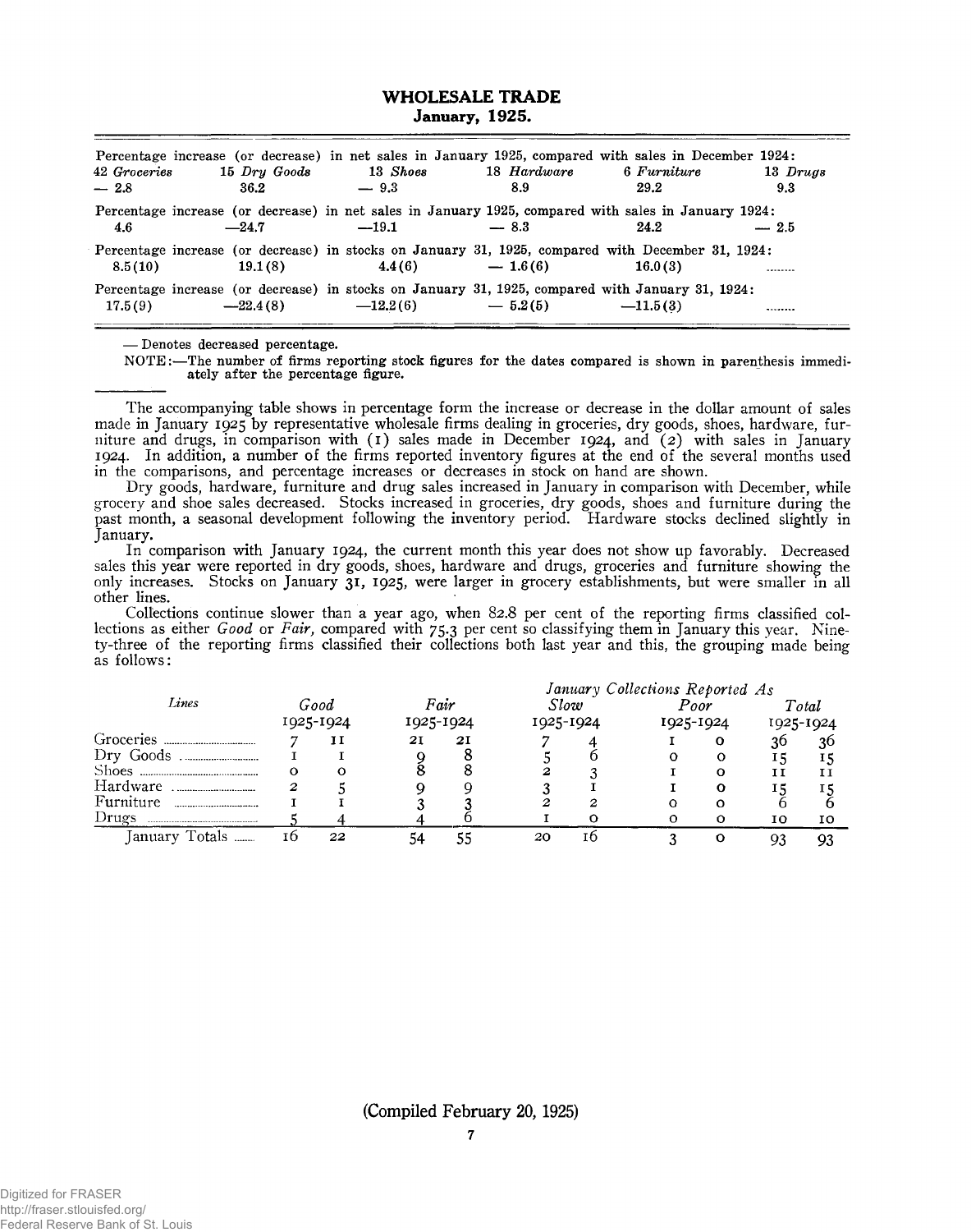## WHOLESALE TRADE
### January, 1925.

| 42 Groceries | 15 Dry Goods | 13 Shoes | 18 Hardware | 6 Furniture | 13 Drugs |
|---|---|---|---|---|---|
| *Percentage increase (or decrease) in net sales in January 1925, compared with sales in December 1924:* | | | | | |
| — 2.8 | 36.2 | — 9.3 | 8.9 | 29.2 | 9.3 |
| *Percentage increase (or decrease) in net sales in January 1925, compared with sales in January 1924:* | | | | | |
| 4.6 | —24.7 | —19.1 | — 8.3 | 24.2 | — 2.5 |
| *Percentage increase (or decrease) in stocks on January 31, 1925, compared with December 31, 1924:* | | | | | |
| 8.5(10) | 19.1(8) | 4.4(6) | — 1.6(6) | 16.0(3) | ........ |
| *Percentage increase (or decrease) in stocks on January 31, 1925, compared with January 31, 1924:* | | | | | |
| 17.5(9) | —22.4(8) | —12.2(6) | — 5.2(5) | —11.5(3) | ........ |

— Denotes decreased percentage.

NOTE:—The number of firms reporting stock figures for the dates compared is shown in parenthesis immediately after the percentage figure.

The accompanying table shows in percentage form the increase or decrease in the dollar amount of sales made in January 1925 by representative wholesale firms dealing in groceries, dry goods, shoes, hardware, furniture and drugs, in comparison with (1) sales made in December 1924, and (2) with sales in January 1924. In addition, a number of the firms reported inventory figures at the end of the several months used in the comparisons, and percentage increases or decreases in stock on hand are shown.

Dry goods, hardware, furniture and drug sales increased in January in comparison with December, while grocery and shoe sales decreased. Stocks increased in groceries, dry goods, shoes and furniture during the past month, a seasonal development following the inventory period. Hardware stocks declined slightly in January.

In comparison with January 1924, the current month this year does not show up favorably. Decreased sales this year were reported in dry goods, shoes, hardware and drugs, groceries and furniture showing the only increases. Stocks on January 31, 1925, were larger in grocery establishments, but were smaller in all other lines.

Collections continue slower than a year ago, when 82.8 per cent of the reporting firms classified collections as either *Good* or *Fair,* compared with 75.3 per cent so classifying them in January this year. Ninety-three of the reporting firms classified their collections both last year and this, the grouping made being as follows:

| *Lines* | *Good* 1925 | *Good* 1924 | *Fair* 1925 | *Fair* 1924 | *Slow* 1925 | *Slow* 1924 | *Poor* 1925 | *Poor* 1924 | *Total* 1925 | *Total* 1924 |
|---|---|---|---|---|---|---|---|---|---|---|
| Groceries | 7 | 11 | 21 | 21 | 7 | 4 | 1 | 0 | 36 | 36 |
| Dry Goods | 1 | 1 | 9 | 8 | 5 | 6 | 0 | 0 | 15 | 15 |
| Shoes | 0 | 0 | 8 | 8 | 2 | 3 | 1 | 0 | 11 | 11 |
| Hardware | 2 | 5 | 9 | 9 | 3 | 1 | 1 | 0 | 15 | 15 |
| Furniture | 1 | 1 | 3 | 3 | 2 | 2 | 0 | 0 | 6 | 6 |
| Drugs | 5 | 4 | 4 | 6 | 1 | 0 | 0 | 0 | 10 | 10 |
| January Totals | 16 | 22 | 54 | 55 | 20 | 16 | 3 | 0 | 93 | 93 |

(Compiled February 20, 1925)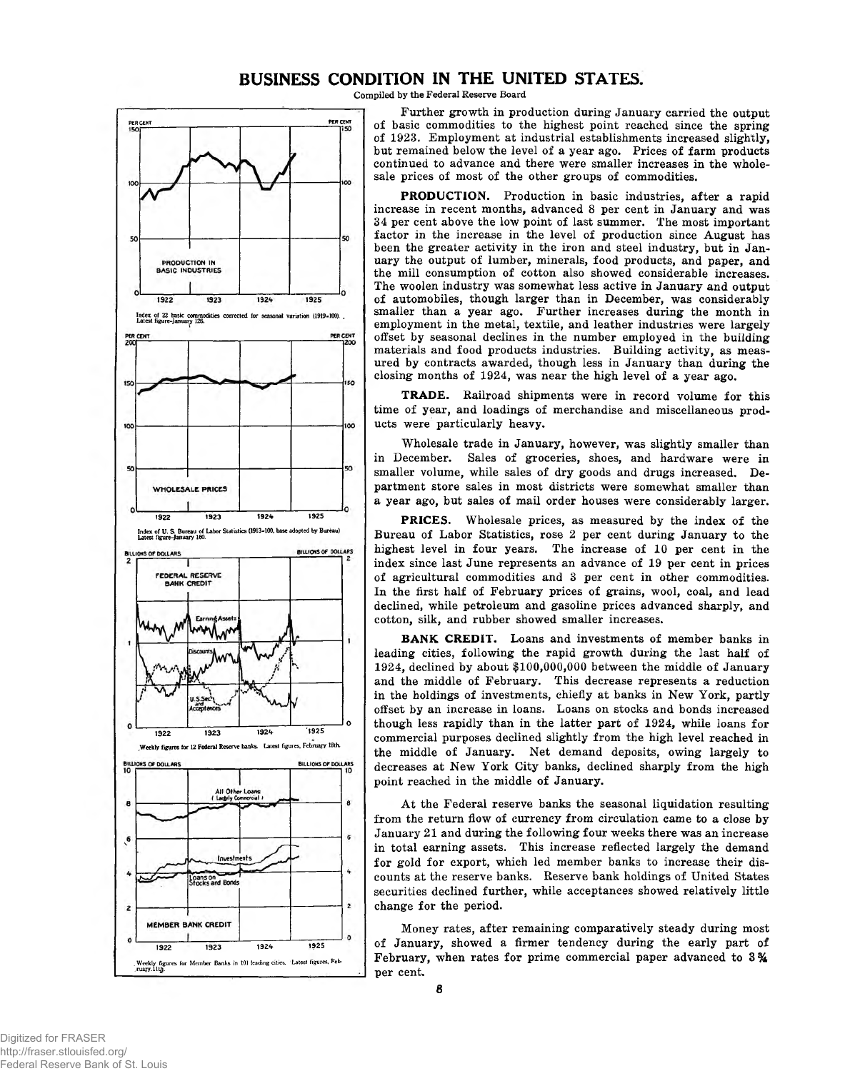# BUSINESS CONDITION IN THE UNITED STATES.

Compiled by the Federal Reserve Board

PER CENT
150
100
50
0
PER CENT
150
100
50
0
PRODUCTION IN BASIC INDUSTRIES
1922
1923
1924
1925

Index of 22 basic commodities corrected for seasonal variation (1919=100). Latest figure—January 126.

PER CENT
200
150
100
50
0
PER CENT
200
150
100
50
0
WHOLESALE PRICES
1922
1923
1924
1925

Index of U. S. Bureau of Labor Statistics (1913=100, base adopted by Bureau) Latest figure—January 160.

BILLIONS OF DOLLARS
2
1
0
BILLIONS OF DOLLARS
2
1
0
FEDERAL RESERVE BANK CREDIT
Earning Assets
Discounts
U.S. Sec's and Acceptances
1922
1923
1924
1925

Weekly figures for 12 Federal Reserve banks. Latest figures, February 18th.

BILLIONS OF DOLLARS
10
8
6
4
2
0
BILLIONS OF DOLLARS
10
8
6
4
2
0
All Other Loans (Largely Commercial)
Investments
Loans on Stocks and Bonds
MEMBER BANK CREDIT
1922
1923
1924
1925

Weekly figures for Member Banks in 101 leading cities. Latest figures, February 11th.

Further growth in production during January carried the output of basic commodities to the highest point reached since the spring of 1923. Employment at industrial establishments increased slightly, but remained below the level of a year ago. Prices of farm products continued to advance and there were smaller increases in the wholesale prices of most of the other groups of commodities.

**PRODUCTION.** Production in basic industries, after a rapid increase in recent months, advanced 8 per cent in January and was 34 per cent above the low point of last summer. The most important factor in the increase in the level of production since August has been the greater activity in the iron and steel industry, but in January the output of lumber, minerals, food products, and paper, and the mill consumption of cotton also showed considerable increases. The woolen industry was somewhat less active in January and output of automobiles, though larger than in December, was considerably smaller than a year ago. Further increases during the month in employment in the metal, textile, and leather industries were largely offset by seasonal declines in the number employed in the building materials and food products industries. Building activity, as measured by contracts awarded, though less in January than during the closing months of 1924, was near the high level of a year ago.

**TRADE.** Railroad shipments were in record volume for this time of year, and loadings of merchandise and miscellaneous products were particularly heavy.

Wholesale trade in January, however, was slightly smaller than in December. Sales of groceries, shoes, and hardware were in smaller volume, while sales of dry goods and drugs increased. Department store sales in most districts were somewhat smaller than a year ago, but sales of mail order houses were considerably larger.

**PRICES.** Wholesale prices, as measured by the index of the Bureau of Labor Statistics, rose 2 per cent during January to the highest level in four years. The increase of 10 per cent in the index since last June represents an advance of 19 per cent in prices of agricultural commodities and 3 per cent in other commodities. In the first half of February prices of grains, wool, coal, and lead declined, while petroleum and gasoline prices advanced sharply, and cotton, silk, and rubber showed smaller increases.

**BANK CREDIT.** Loans and investments of member banks in leading cities, following the rapid growth during the last half of 1924, declined by about $100,000,000 between the middle of January and the middle of February. This decrease represents a reduction in the holdings of investments, chiefly at banks in New York, partly offset by an increase in loans. Loans on stocks and bonds increased though less rapidly than in the latter part of 1924, while loans for commercial purposes declined slightly from the high level reached in the middle of January. Net demand deposits, owing largely to decreases at New York City banks, declined sharply from the high point reached in the middle of January.

At the Federal reserve banks the seasonal liquidation resulting from the return flow of currency from circulation came to a close by January 21 and during the following four weeks there was an increase in total earning assets. This increase reflected largely the demand for gold for export, which led member banks to increase their discounts at the reserve banks. Reserve bank holdings of United States securities declined further, while acceptances showed relatively little change for the period.

Money rates, after remaining comparatively steady during most of January, showed a firmer tendency during the early part of February, when rates for prime commercial paper advanced to 3¾ per cent.